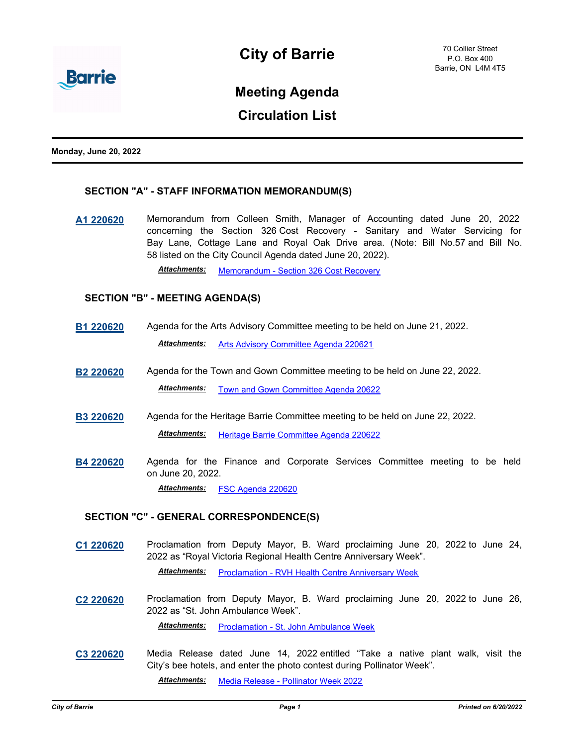# City of Barrie

70 Collier Street
P.O. Box 400
Barrie, ON L4M 4T5

## Meeting Agenda

## Circulation List

**Monday, June 20, 2022**

### SECTION "A" - STAFF INFORMATION MEMORANDUM(S)

**A1 220620** Memorandum from Colleen Smith, Manager of Accounting dated June 20, 2022 concerning the Section 326 Cost Recovery - Sanitary and Water Servicing for Bay Lane, Cottage Lane and Royal Oak Drive area. (Note: Bill No.57 and Bill No. 58 listed on the City Council Agenda dated June 20, 2022).

***Attachments:*** Memorandum - Section 326 Cost Recovery

### SECTION "B" - MEETING AGENDA(S)

**B1 220620** Agenda for the Arts Advisory Committee meeting to be held on June 21, 2022.

***Attachments:*** Arts Advisory Committee Agenda 220621

**B2 220620** Agenda for the Town and Gown Committee meeting to be held on June 22, 2022.

***Attachments:*** Town and Gown Committee Agenda 20622

**B3 220620** Agenda for the Heritage Barrie Committee meeting to be held on June 22, 2022.

***Attachments:*** Heritage Barrie Committee Agenda 220622

**B4 220620** Agenda for the Finance and Corporate Services Committee meeting to be held on June 20, 2022.

***Attachments:*** FSC Agenda 220620

### SECTION "C" - GENERAL CORRESPONDENCE(S)

**C1 220620** Proclamation from Deputy Mayor, B. Ward proclaiming June 20, 2022 to June 24, 2022 as "Royal Victoria Regional Health Centre Anniversary Week".

***Attachments:*** Proclamation - RVH Health Centre Anniversary Week

**C2 220620** Proclamation from Deputy Mayor, B. Ward proclaiming June 20, 2022 to June 26, 2022 as "St. John Ambulance Week".

***Attachments:*** Proclamation - St. John Ambulance Week

**C3 220620** Media Release dated June 14, 2022 entitled "Take a native plant walk, visit the City's bee hotels, and enter the photo contest during Pollinator Week".

***Attachments:*** Media Release - Pollinator Week 2022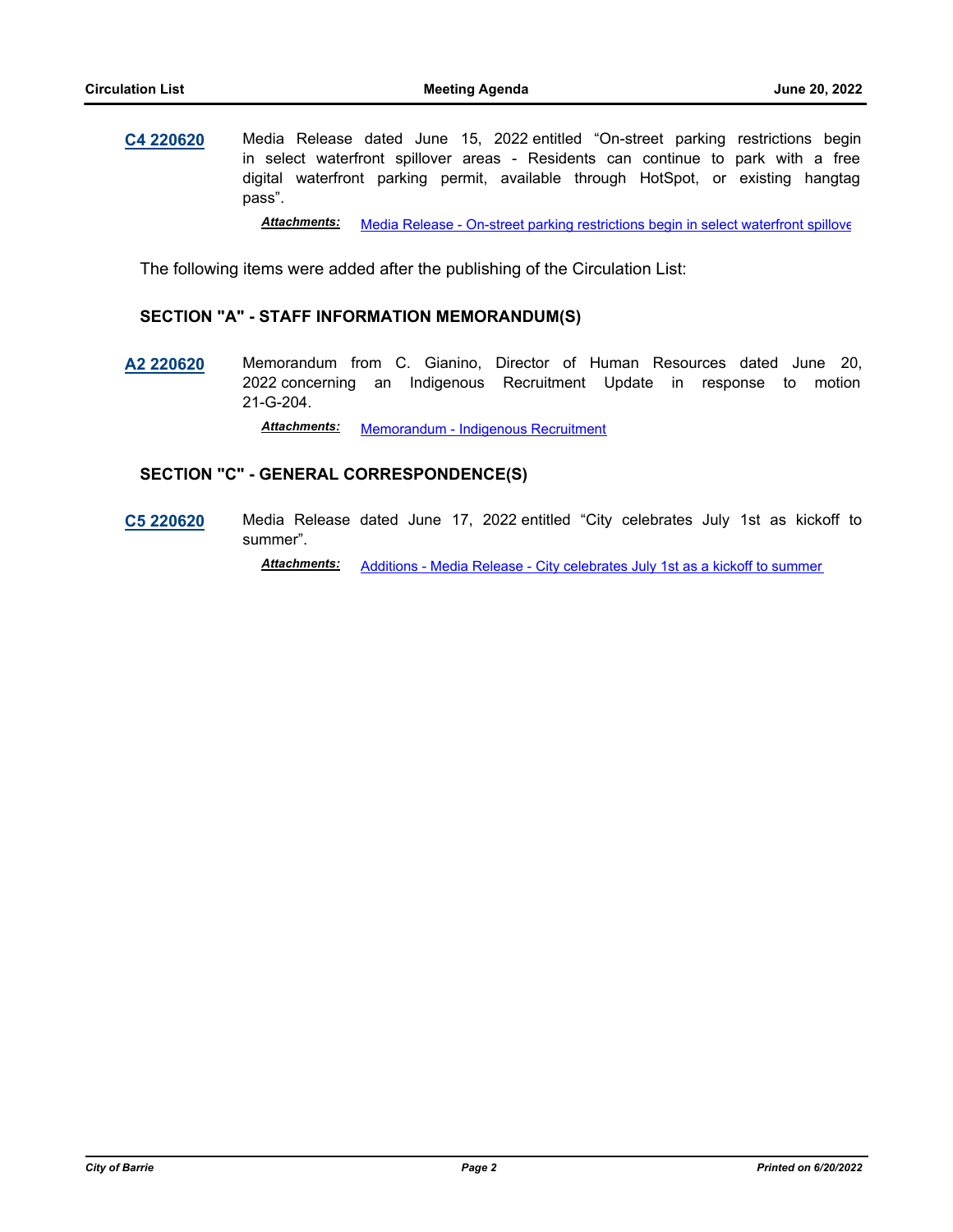**C4 220620** Media Release dated June 15, 2022 entitled "On-street parking restrictions begin in select waterfront spillover areas - Residents can continue to park with a free digital waterfront parking permit, available through HotSpot, or existing hangtag pass".

***Attachments:*** Media Release - On-street parking restrictions begin in select waterfront spillove

The following items were added after the publishing of the Circulation List:

### SECTION "A" - STAFF INFORMATION MEMORANDUM(S)

**A2 220620** Memorandum from C. Gianino, Director of Human Resources dated June 20, 2022 concerning an Indigenous Recruitment Update in response to motion 21-G-204.

***Attachments:*** Memorandum - Indigenous Recruitment

### SECTION "C" - GENERAL CORRESPONDENCE(S)

**C5 220620** Media Release dated June 17, 2022 entitled "City celebrates July 1st as kickoff to summer".

***Attachments:*** Additions - Media Release - City celebrates July 1st as a kickoff to summer